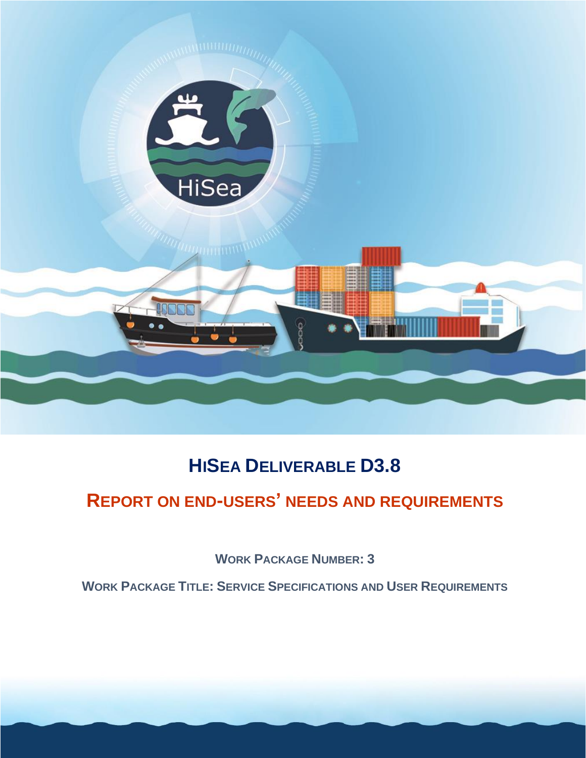# HiSea Deliverable D3.8

## Report on end-users' needs and requirements

**Work Package Number: 3**

**Work Package Title: Service Specifications and User Requirements**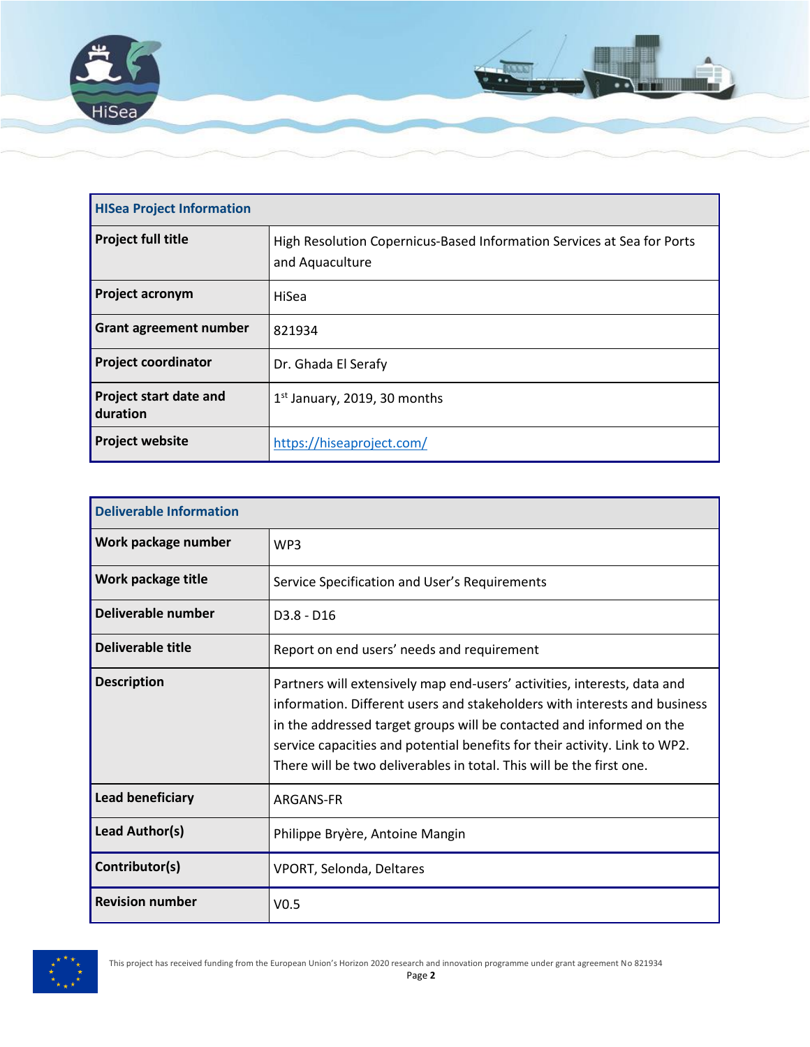| HISea Project Information | |
|---|---|
| **Project full title** | High Resolution Copernicus-Based Information Services at Sea for Ports and Aquaculture |
| **Project acronym** | HiSea |
| **Grant agreement number** | 821934 |
| **Project coordinator** | Dr. Ghada El Serafy |
| **Project start date and duration** | 1st January, 2019, 30 months |
| **Project website** | https://hiseaproject.com/ |

| Deliverable Information | |
|---|---|
| **Work package number** | WP3 |
| **Work package title** | Service Specification and User's Requirements |
| **Deliverable number** | D3.8 - D16 |
| **Deliverable title** | Report on end users' needs and requirement |
| **Description** | Partners will extensively map end-users' activities, interests, data and information. Different users and stakeholders with interests and business in the addressed target groups will be contacted and informed on the service capacities and potential benefits for their activity. Link to WP2. There will be two deliverables in total. This will be the first one. |
| **Lead beneficiary** | ARGANS-FR |
| **Lead Author(s)** | Philippe Bryère, Antoine Mangin |
| **Contributor(s)** | VPORT, Selonda, Deltares |
| **Revision number** | V0.5 |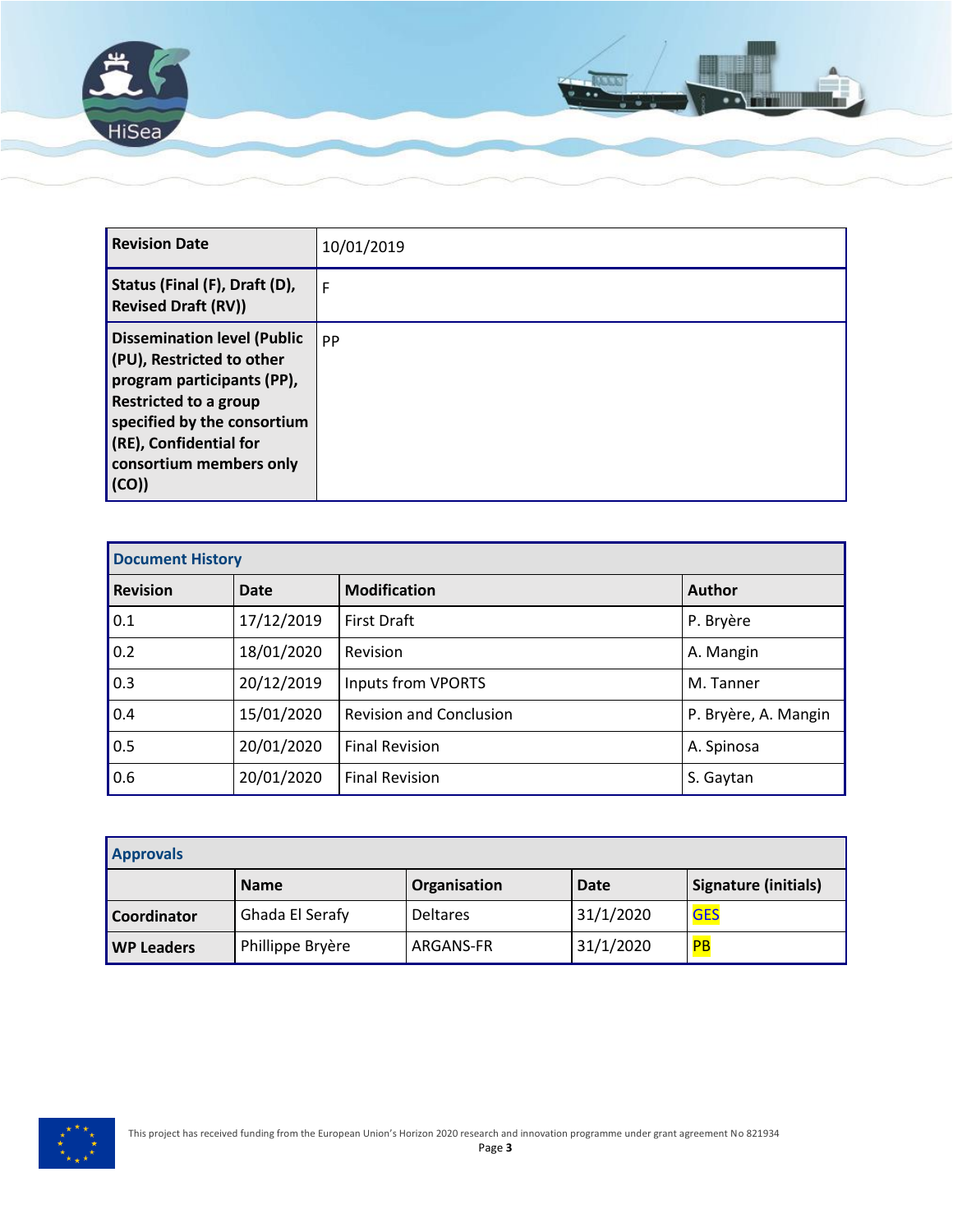| Revision Date | 10/01/2019 |
|---|---|
| Status (Final (F), Draft (D), Revised Draft (RV)) | F |
| Dissemination level (Public (PU), Restricted to other program participants (PP), Restricted to a group specified by the consortium (RE), Confidential for consortium members only (CO)) | PP |

| Document History | | | |
|---|---|---|---|
| **Revision** | **Date** | **Modification** | **Author** |
| 0.1 | 17/12/2019 | First Draft | P. Bryère |
| 0.2 | 18/01/2020 | Revision | A. Mangin |
| 0.3 | 20/12/2019 | Inputs from VPORTS | M. Tanner |
| 0.4 | 15/01/2020 | Revision and Conclusion | P. Bryère, A. Mangin |
| 0.5 | 20/01/2020 | Final Revision | A. Spinosa |
| 0.6 | 20/01/2020 | Final Revision | S. Gaytan |

| Approvals | | | | |
|---|---|---|---|---|
| | **Name** | **Organisation** | **Date** | **Signature (initials)** |
| **Coordinator** | Ghada El Serafy | Deltares | 31/1/2020 | GES |
| **WP Leaders** | Phillippe Bryère | ARGANS-FR | 31/1/2020 | PB |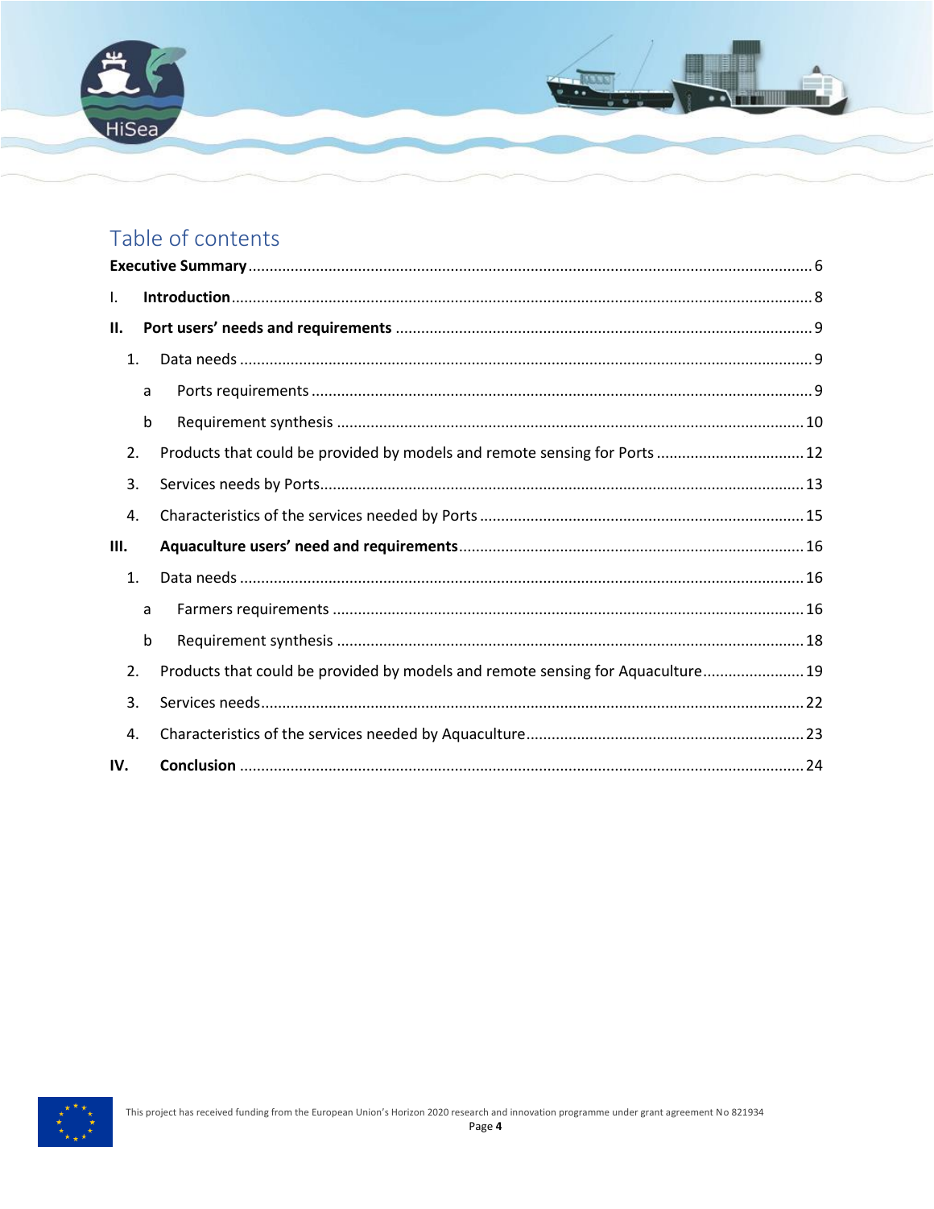# Table of contents

**Executive Summary** .......... 6

I. **Introduction** .......... 8

II. **Port users' needs and requirements** .......... 9

1. Data needs .......... 9
   - a Ports requirements .......... 9
   - b Requirement synthesis .......... 10
2. Products that could be provided by models and remote sensing for Ports .......... 12
3. Services needs by Ports .......... 13
4. Characteristics of the services needed by Ports .......... 15

III. **Aquaculture users' need and requirements** .......... 16

1. Data needs .......... 16
   - a Farmers requirements .......... 16
   - b Requirement synthesis .......... 18
2. Products that could be provided by models and remote sensing for Aquaculture .......... 19
3. Services needs .......... 22
4. Characteristics of the services needed by Aquaculture .......... 23

IV. **Conclusion** .......... 24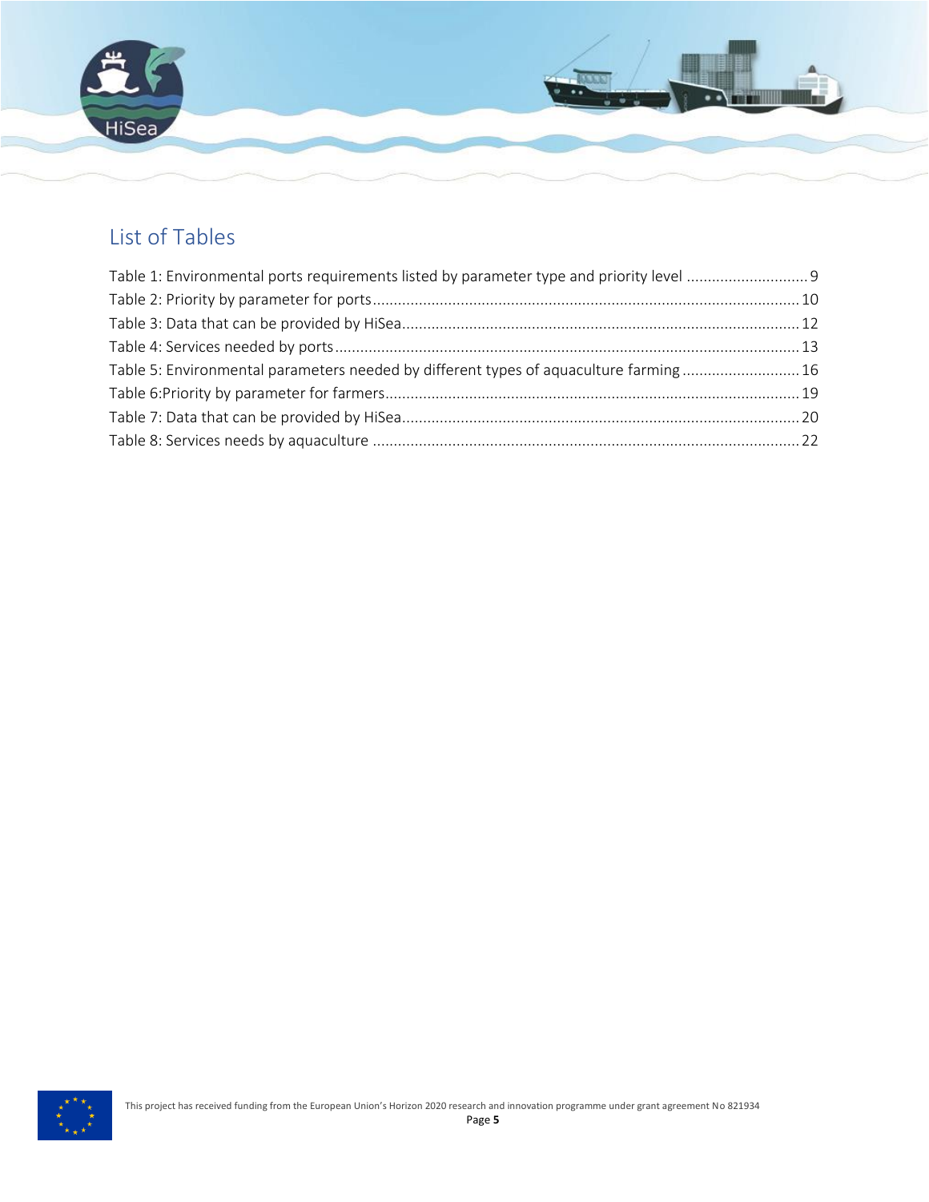## List of Tables

Table 1: Environmental ports requirements listed by parameter type and priority level ............................. 9
Table 2: Priority by parameter for ports ..................................................................................................... 10
Table 3: Data that can be provided by HiSea .............................................................................................. 12
Table 4: Services needed by ports .............................................................................................................. 13
Table 5: Environmental parameters needed by different types of aquaculture farming ............................ 16
Table 6:Priority by parameter for farmers .................................................................................................. 19
Table 7: Data that can be provided by HiSea .............................................................................................. 20
Table 8: Services needs by aquaculture ..................................................................................................... 22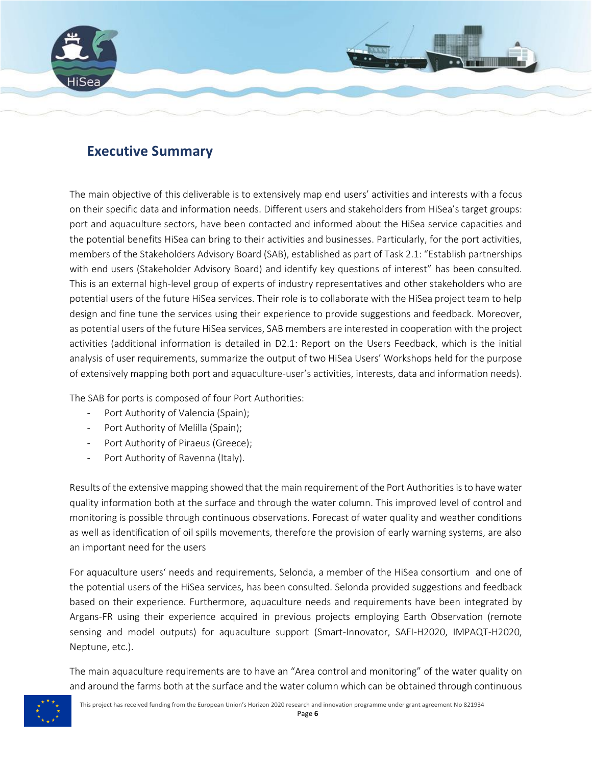## Executive Summary

The main objective of this deliverable is to extensively map end users' activities and interests with a focus on their specific data and information needs. Different users and stakeholders from HiSea's target groups: port and aquaculture sectors, have been contacted and informed about the HiSea service capacities and the potential benefits HiSea can bring to their activities and businesses. Particularly, for the port activities, members of the Stakeholders Advisory Board (SAB), established as part of Task 2.1: "Establish partnerships with end users (Stakeholder Advisory Board) and identify key questions of interest" has been consulted. This is an external high-level group of experts of industry representatives and other stakeholders who are potential users of the future HiSea services. Their role is to collaborate with the HiSea project team to help design and fine tune the services using their experience to provide suggestions and feedback. Moreover, as potential users of the future HiSea services, SAB members are interested in cooperation with the project activities (additional information is detailed in D2.1: Report on the Users Feedback, which is the initial analysis of user requirements, summarize the output of two HiSea Users' Workshops held for the purpose of extensively mapping both port and aquaculture-user's activities, interests, data and information needs).

The SAB for ports is composed of four Port Authorities:

- Port Authority of Valencia (Spain);
- Port Authority of Melilla (Spain);
- Port Authority of Piraeus (Greece);
- Port Authority of Ravenna (Italy).

Results of the extensive mapping showed that the main requirement of the Port Authorities is to have water quality information both at the surface and through the water column. This improved level of control and monitoring is possible through continuous observations. Forecast of water quality and weather conditions as well as identification of oil spills movements, therefore the provision of early warning systems, are also an important need for the users

For aquaculture users' needs and requirements, Selonda, a member of the HiSea consortium and one of the potential users of the HiSea services, has been consulted. Selonda provided suggestions and feedback based on their experience. Furthermore, aquaculture needs and requirements have been integrated by Argans-FR using their experience acquired in previous projects employing Earth Observation (remote sensing and model outputs) for aquaculture support (Smart-Innovator, SAFI-H2020, IMPAQT-H2020, Neptune, etc.).

The main aquaculture requirements are to have an "Area control and monitoring" of the water quality on and around the farms both at the surface and the water column which can be obtained through continuous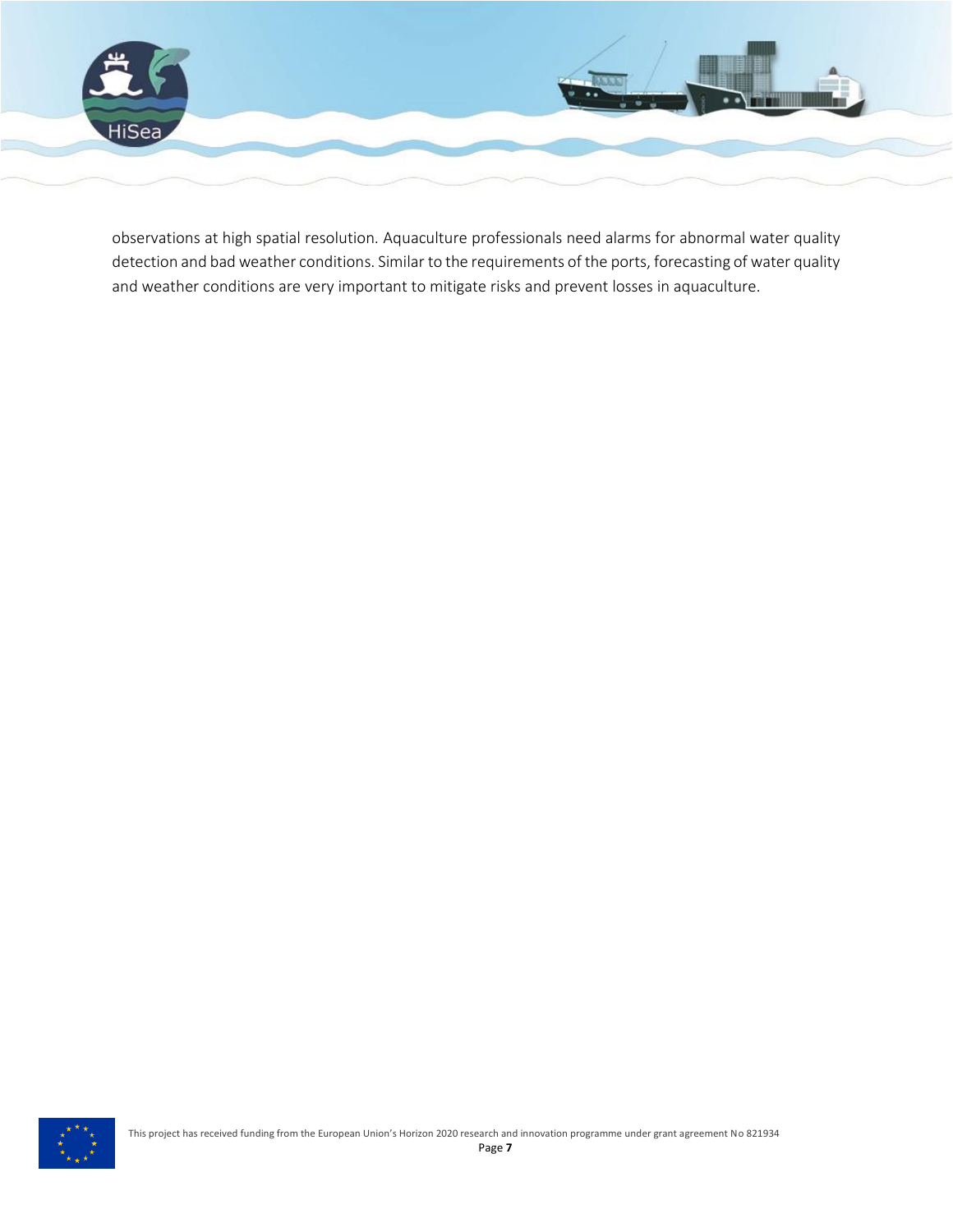observations at high spatial resolution. Aquaculture professionals need alarms for abnormal water quality detection and bad weather conditions. Similar to the requirements of the ports, forecasting of water quality and weather conditions are very important to mitigate risks and prevent losses in aquaculture.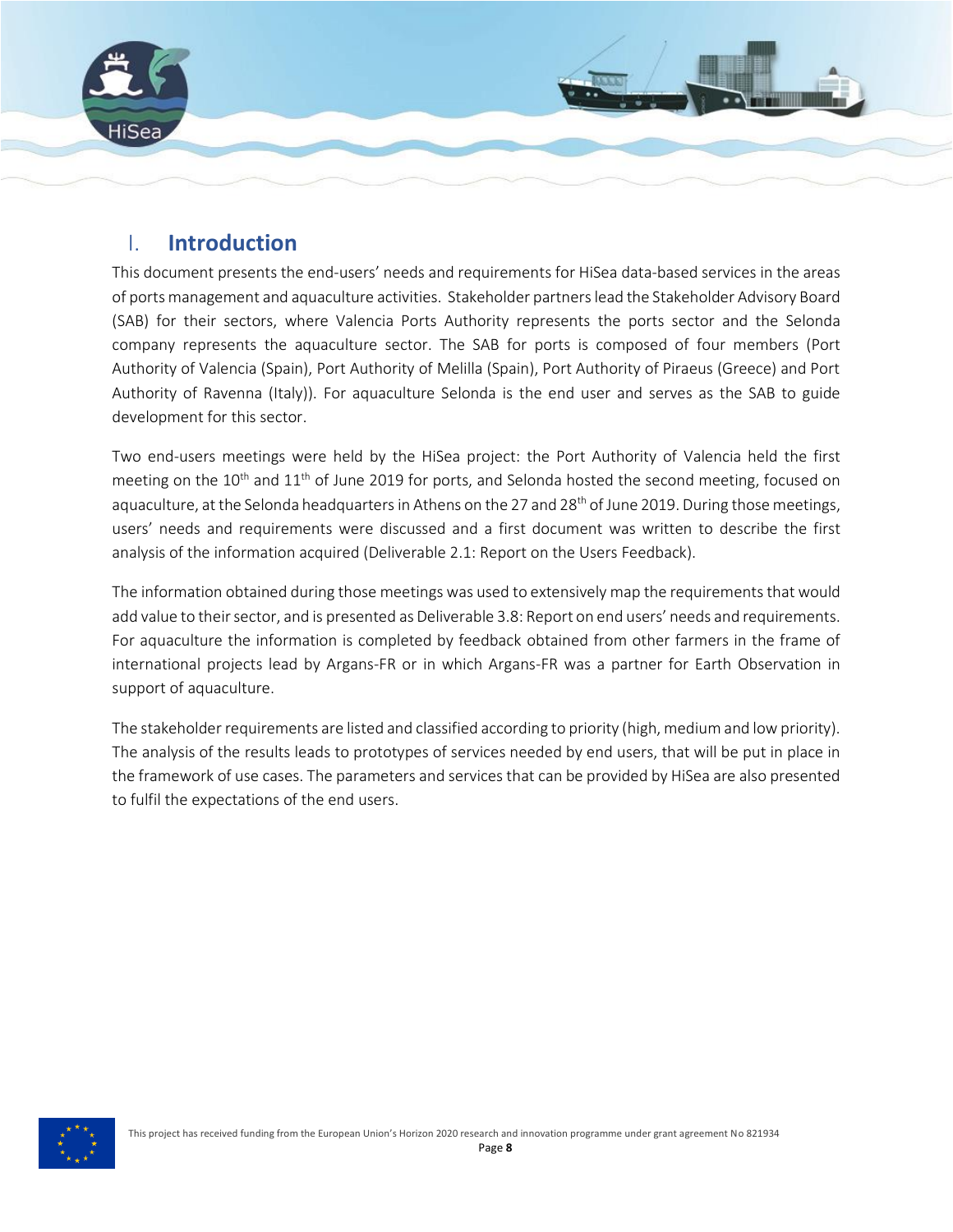# I. Introduction

This document presents the end-users' needs and requirements for HiSea data-based services in the areas of ports management and aquaculture activities. Stakeholder partners lead the Stakeholder Advisory Board (SAB) for their sectors, where Valencia Ports Authority represents the ports sector and the Selonda company represents the aquaculture sector. The SAB for ports is composed of four members (Port Authority of Valencia (Spain), Port Authority of Melilla (Spain), Port Authority of Piraeus (Greece) and Port Authority of Ravenna (Italy)). For aquaculture Selonda is the end user and serves as the SAB to guide development for this sector.

Two end-users meetings were held by the HiSea project: the Port Authority of Valencia held the first meeting on the 10th and 11th of June 2019 for ports, and Selonda hosted the second meeting, focused on aquaculture, at the Selonda headquarters in Athens on the 27 and 28th of June 2019. During those meetings, users' needs and requirements were discussed and a first document was written to describe the first analysis of the information acquired (Deliverable 2.1: Report on the Users Feedback).

The information obtained during those meetings was used to extensively map the requirements that would add value to their sector, and is presented as Deliverable 3.8: Report on end users' needs and requirements. For aquaculture the information is completed by feedback obtained from other farmers in the frame of international projects lead by Argans-FR or in which Argans-FR was a partner for Earth Observation in support of aquaculture.

The stakeholder requirements are listed and classified according to priority (high, medium and low priority). The analysis of the results leads to prototypes of services needed by end users, that will be put in place in the framework of use cases. The parameters and services that can be provided by HiSea are also presented to fulfil the expectations of the end users.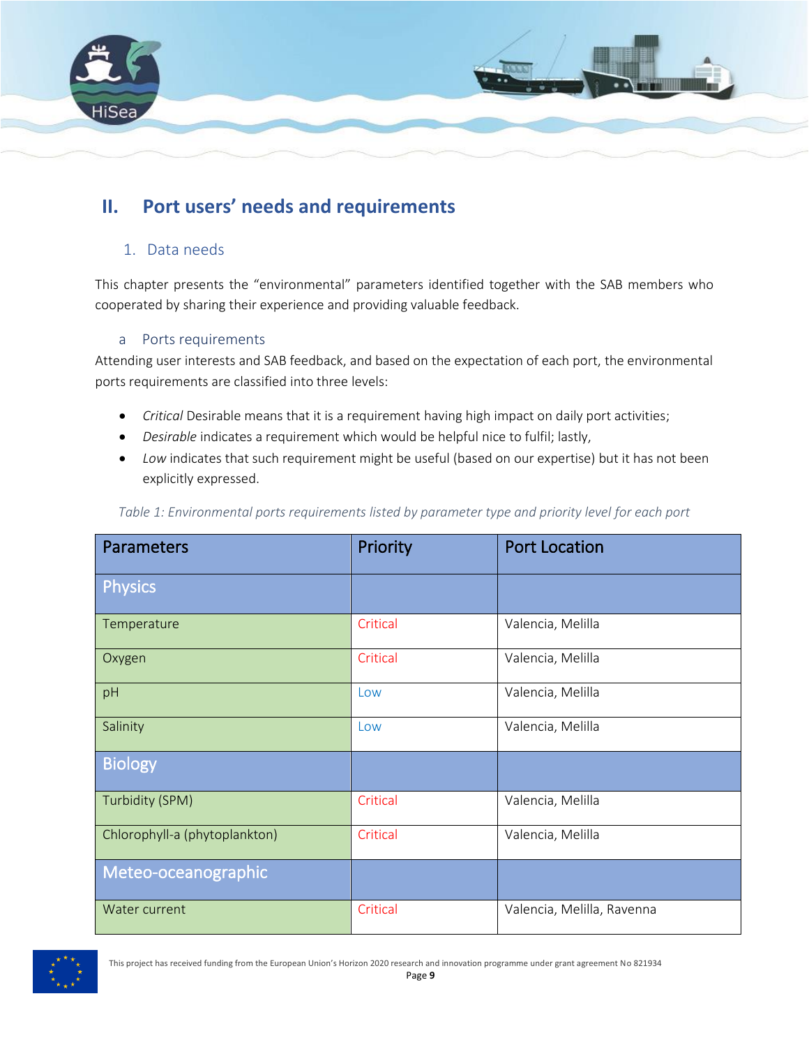## II. Port users' needs and requirements

### 1. Data needs

This chapter presents the "environmental" parameters identified together with the SAB members who cooperated by sharing their experience and providing valuable feedback.

#### a Ports requirements

Attending user interests and SAB feedback, and based on the expectation of each port, the environmental ports requirements are classified into three levels:

- *Critical* Desirable means that it is a requirement having high impact on daily port activities;
- *Desirable* indicates a requirement which would be helpful nice to fulfil; lastly,
- *Low* indicates that such requirement might be useful (based on our expertise) but it has not been explicitly expressed.

*Table 1: Environmental ports requirements listed by parameter type and priority level for each port*

| Parameters | Priority | Port Location |
|---|---|---|
| **Physics** | | |
| Temperature | Critical | Valencia, Melilla |
| Oxygen | Critical | Valencia, Melilla |
| pH | Low | Valencia, Melilla |
| Salinity | Low | Valencia, Melilla |
| **Biology** | | |
| Turbidity (SPM) | Critical | Valencia, Melilla |
| Chlorophyll-a (phytoplankton) | Critical | Valencia, Melilla |
| **Meteo-oceanographic** | | |
| Water current | Critical | Valencia, Melilla, Ravenna |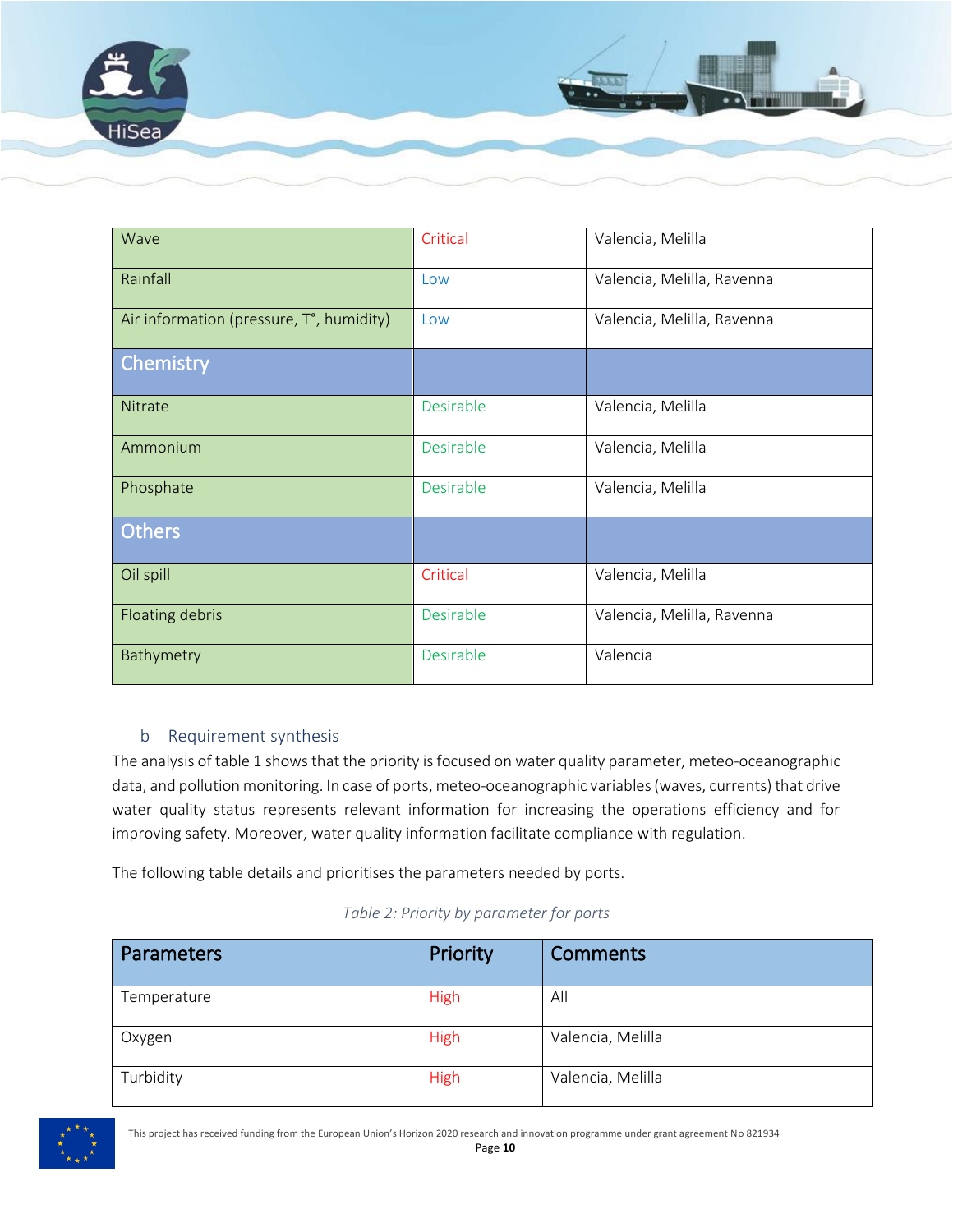| Wave | Critical | Valencia, Melilla |
|---|---|---|
| Rainfall | Low | Valencia, Melilla, Ravenna |
| Air information (pressure, T°, humidity) | Low | Valencia, Melilla, Ravenna |
| **Chemistry** | | |
| Nitrate | Desirable | Valencia, Melilla |
| Ammonium | Desirable | Valencia, Melilla |
| Phosphate | Desirable | Valencia, Melilla |
| **Others** | | |
| Oil spill | Critical | Valencia, Melilla |
| Floating debris | Desirable | Valencia, Melilla, Ravenna |
| Bathymetry | Desirable | Valencia |

### b Requirement synthesis

The analysis of table 1 shows that the priority is focused on water quality parameter, meteo-oceanographic data, and pollution monitoring. In case of ports, meteo-oceanographic variables (waves, currents) that drive water quality status represents relevant information for increasing the operations efficiency and for improving safety. Moreover, water quality information facilitate compliance with regulation.

The following table details and prioritises the parameters needed by ports.

*Table 2: Priority by parameter for ports*

| Parameters | Priority | Comments |
|---|---|---|
| Temperature | High | All |
| Oxygen | High | Valencia, Melilla |
| Turbidity | High | Valencia, Melilla |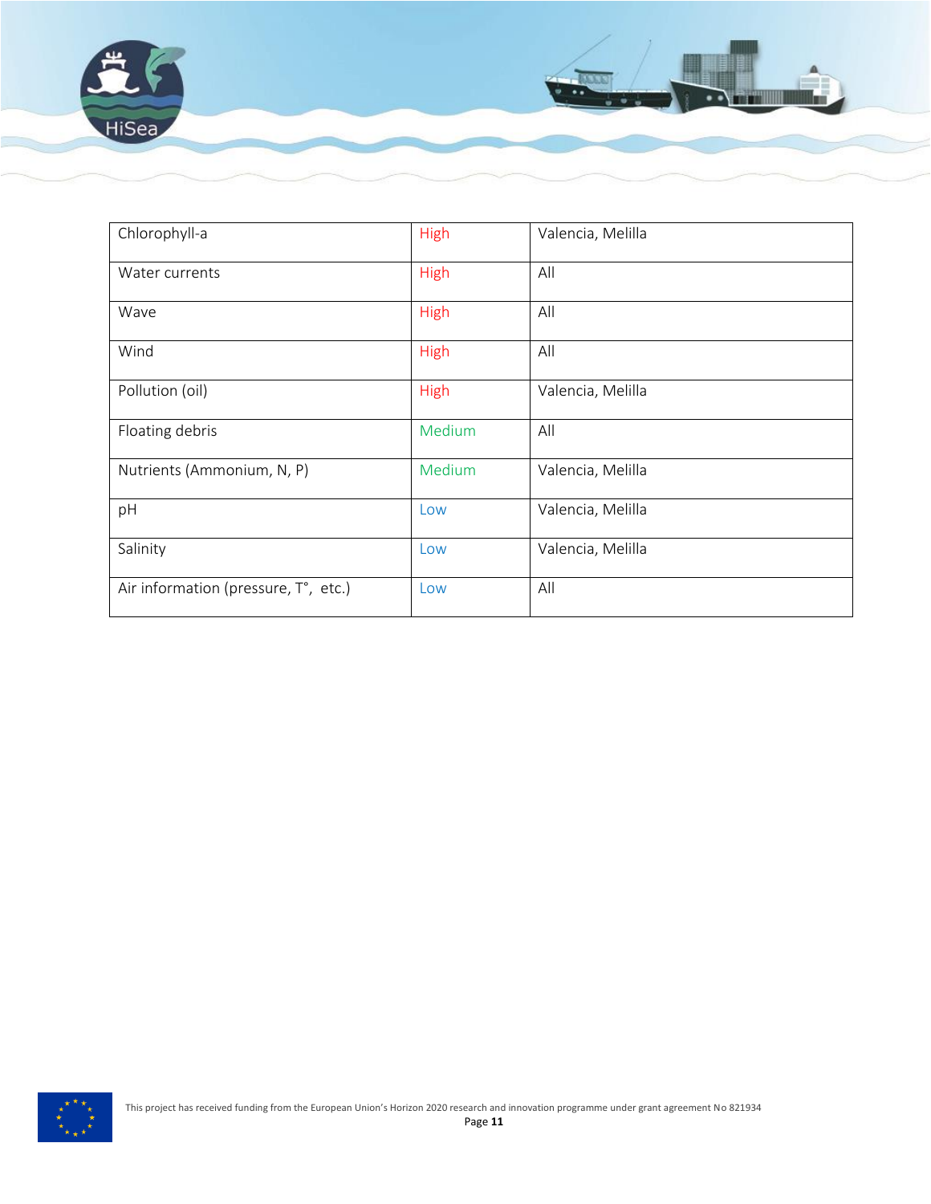| | | |
|---|---|---|
| Chlorophyll-a | High | Valencia, Melilla |
| Water currents | High | All |
| Wave | High | All |
| Wind | High | All |
| Pollution (oil) | High | Valencia, Melilla |
| Floating debris | Medium | All |
| Nutrients (Ammonium, N, P) | Medium | Valencia, Melilla |
| pH | Low | Valencia, Melilla |
| Salinity | Low | Valencia, Melilla |
| Air information (pressure, T°, etc.) | Low | All |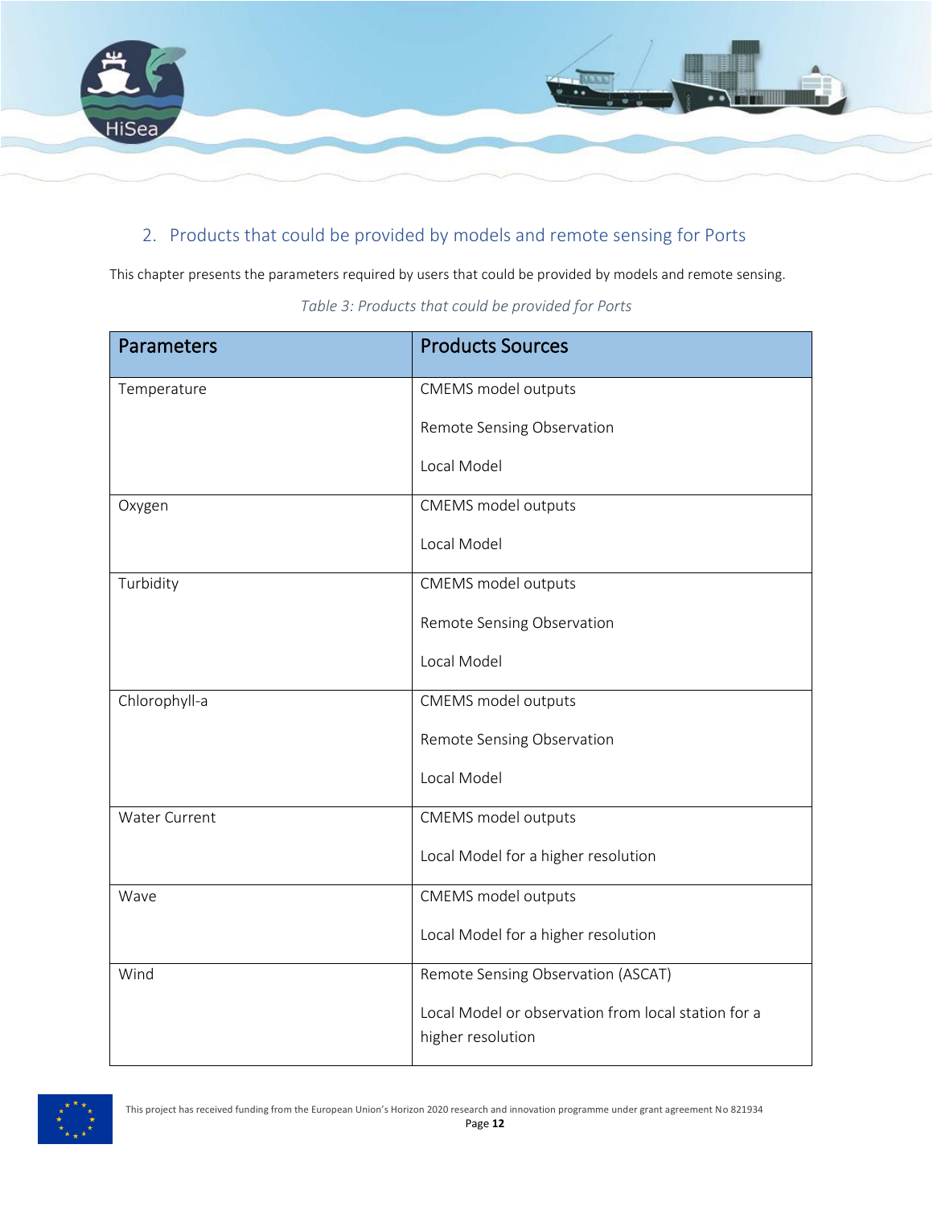## 2. Products that could be provided by models and remote sensing for Ports

This chapter presents the parameters required by users that could be provided by models and remote sensing.

*Table 3: Products that could be provided for Ports*

| Parameters | Products Sources |
| --- | --- |
| Temperature | CMEMS model outputs<br><br>Remote Sensing Observation<br><br>Local Model |
| Oxygen | CMEMS model outputs<br><br>Local Model |
| Turbidity | CMEMS model outputs<br><br>Remote Sensing Observation<br><br>Local Model |
| Chlorophyll-a | CMEMS model outputs<br><br>Remote Sensing Observation<br><br>Local Model |
| Water Current | CMEMS model outputs<br><br>Local Model for a higher resolution |
| Wave | CMEMS model outputs<br><br>Local Model for a higher resolution |
| Wind | Remote Sensing Observation (ASCAT)<br><br>Local Model or observation from local station for a higher resolution |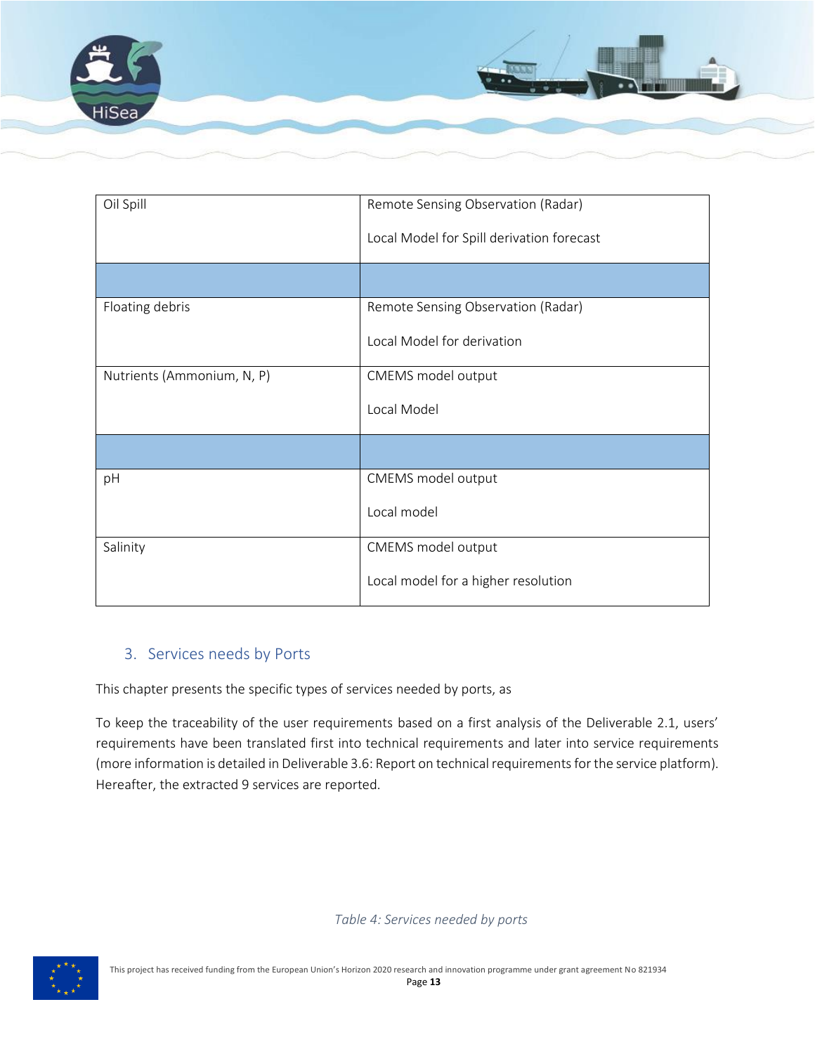| Oil Spill | Remote Sensing Observation (Radar)<br><br>Local Model for Spill derivation forecast |
|---|---|
| | |
| Floating debris | Remote Sensing Observation (Radar)<br><br>Local Model for derivation |
| Nutrients (Ammonium, N, P) | CMEMS model output<br><br>Local Model |
| | |
| pH | CMEMS model output<br><br>Local model |
| Salinity | CMEMS model output<br><br>Local model for a higher resolution |

## 3. Services needs by Ports

This chapter presents the specific types of services needed by ports, as

To keep the traceability of the user requirements based on a first analysis of the Deliverable 2.1, users' requirements have been translated first into technical requirements and later into service requirements (more information is detailed in Deliverable 3.6: Report on technical requirements for the service platform). Hereafter, the extracted 9 services are reported.

*Table 4: Services needed by ports*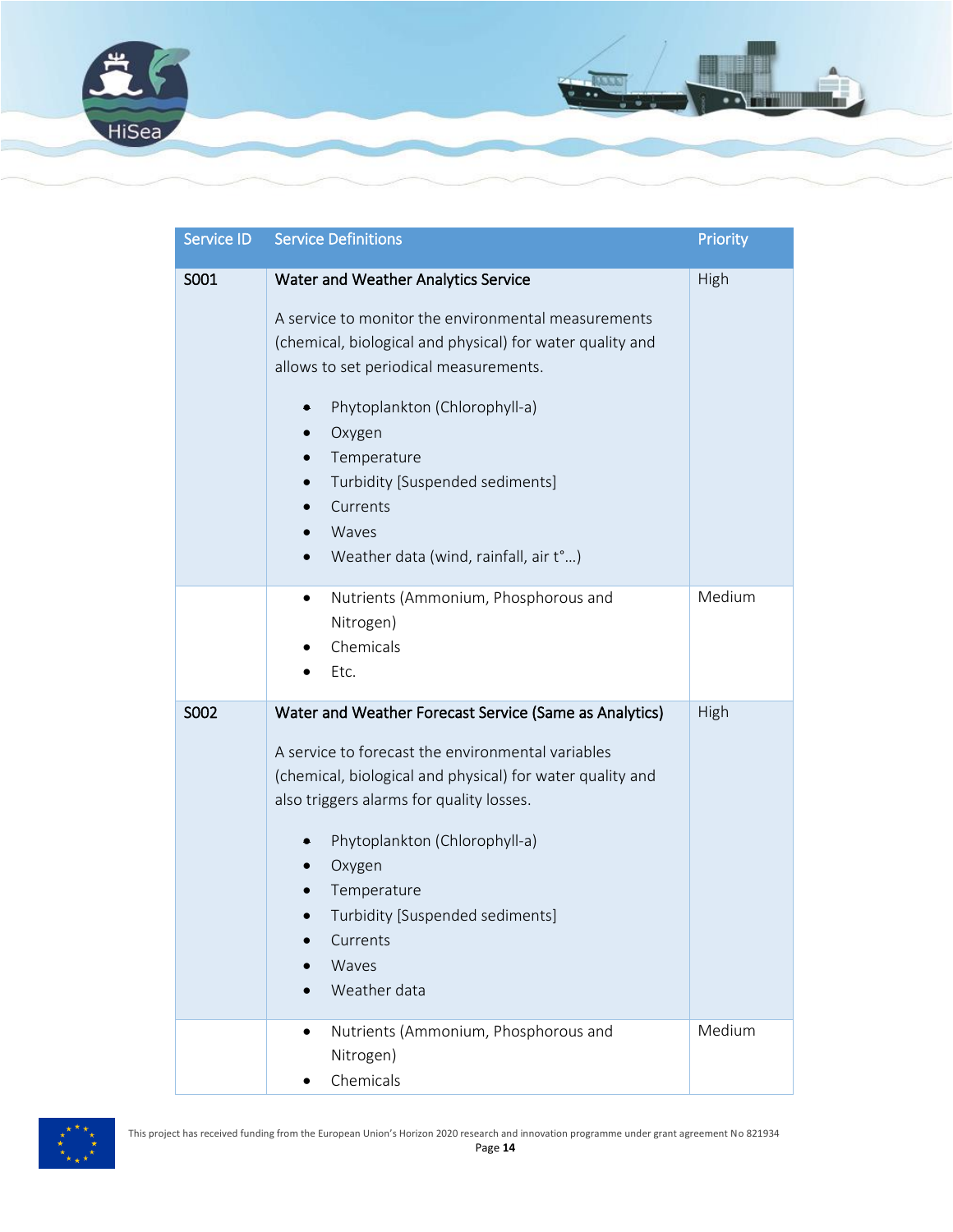| Service ID | Service Definitions | Priority |
| --- | --- | --- |
| S001 | **Water and Weather Analytics Service**<br><br>A service to monitor the environmental measurements (chemical, biological and physical) for water quality and allows to set periodical measurements.<br><br>• Phytoplankton (Chlorophyll-a)<br>• Oxygen<br>• Temperature<br>• Turbidity [Suspended sediments]<br>• Currents<br>• Waves<br>• Weather data (wind, rainfall, air t°…) | High |
| | • Nutrients (Ammonium, Phosphorous and Nitrogen)<br>• Chemicals<br>• Etc. | Medium |
| S002 | **Water and Weather Forecast Service (Same as Analytics)**<br><br>A service to forecast the environmental variables (chemical, biological and physical) for water quality and also triggers alarms for quality losses.<br><br>• Phytoplankton (Chlorophyll-a)<br>• Oxygen<br>• Temperature<br>• Turbidity [Suspended sediments]<br>• Currents<br>• Waves<br>• Weather data | High |
| | • Nutrients (Ammonium, Phosphorous and Nitrogen)<br>• Chemicals | Medium |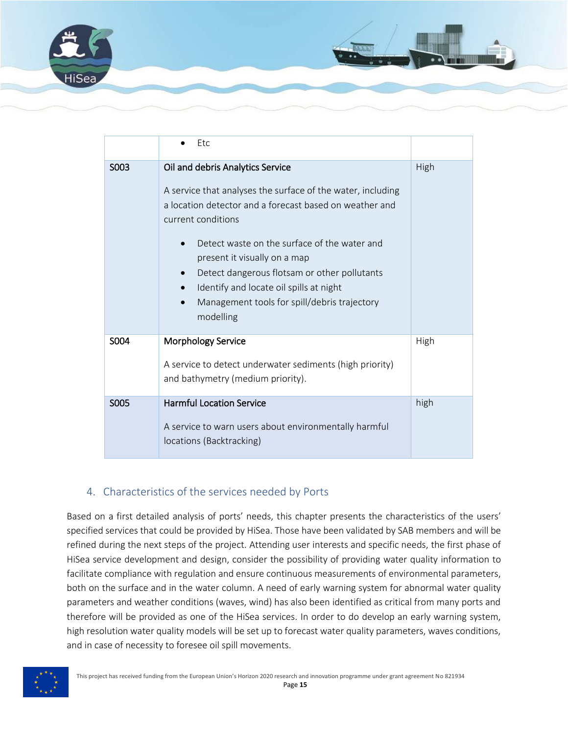| | | |
|---|---|---|
| | • Etc | |
| S003 | **Oil and debris Analytics Service**<br><br>A service that analyses the surface of the water, including a location detector and a forecast based on weather and current conditions<br><br>• Detect waste on the surface of the water and present it visually on a map<br>• Detect dangerous flotsam or other pollutants<br>• Identify and locate oil spills at night<br>• Management tools for spill/debris trajectory modelling | High |
| S004 | **Morphology Service**<br><br>A service to detect underwater sediments (high priority) and bathymetry (medium priority). | High |
| S005 | **Harmful Location Service**<br><br>A service to warn users about environmentally harmful locations (Backtracking) | high |

## 4. Characteristics of the services needed by Ports

Based on a first detailed analysis of ports' needs, this chapter presents the characteristics of the users' specified services that could be provided by HiSea. Those have been validated by SAB members and will be refined during the next steps of the project. Attending user interests and specific needs, the first phase of HiSea service development and design, consider the possibility of providing water quality information to facilitate compliance with regulation and ensure continuous measurements of environmental parameters, both on the surface and in the water column. A need of early warning system for abnormal water quality parameters and weather conditions (waves, wind) has also been identified as critical from many ports and therefore will be provided as one of the HiSea services. In order to do develop an early warning system, high resolution water quality models will be set up to forecast water quality parameters, waves conditions, and in case of necessity to foresee oil spill movements.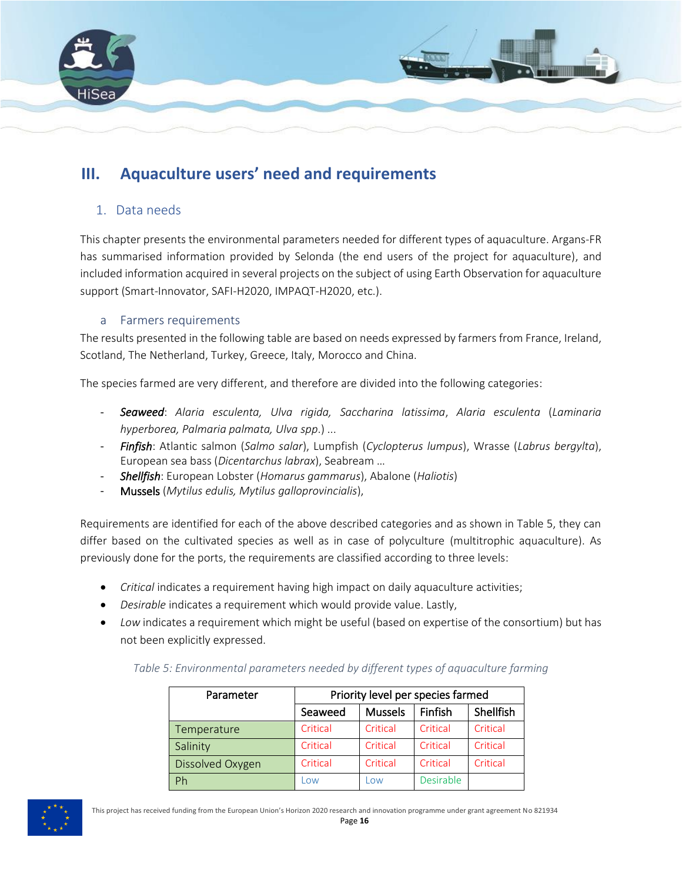# III. Aquaculture users' need and requirements

## 1. Data needs

This chapter presents the environmental parameters needed for different types of aquaculture. Argans-FR has summarised information provided by Selonda (the end users of the project for aquaculture), and included information acquired in several projects on the subject of using Earth Observation for aquaculture support (Smart-Innovator, SAFI-H2020, IMPAQT-H2020, etc.).

### a Farmers requirements

The results presented in the following table are based on needs expressed by farmers from France, Ireland, Scotland, The Netherland, Turkey, Greece, Italy, Morocco and China.

The species farmed are very different, and therefore are divided into the following categories:

- ***Seaweed***: *Alaria esculenta, Ulva rigida, Saccharina latissima*, *Alaria esculenta* (*Laminaria hyperborea, Palmaria palmata, Ulva spp*.) ...
- ***Finfish***: Atlantic salmon (*Salmo salar*), Lumpfish (*Cyclopterus lumpus*), Wrasse (*Labrus bergylta*), European sea bass (*Dicentarchus labrax*), Seabream …
- ***Shellfish***: European Lobster (*Homarus gammarus*), Abalone (*Haliotis*)
- Mussels (*Mytilus edulis, Mytilus galloprovincialis*),

Requirements are identified for each of the above described categories and as shown in Table 5, they can differ based on the cultivated species as well as in case of polyculture (multitrophic aquaculture). As previously done for the ports, the requirements are classified according to three levels:

- *Critical* indicates a requirement having high impact on daily aquaculture activities;
- *Desirable* indicates a requirement which would provide value. Lastly,
- *Low* indicates a requirement which might be useful (based on expertise of the consortium) but has not been explicitly expressed.

*Table 5: Environmental parameters needed by different types of aquaculture farming*

| Parameter | Priority level per species farmed | | | |
|---|---|---|---|---|
| | Seaweed | Mussels | Finfish | Shellfish |
| Temperature | Critical | Critical | Critical | Critical |
| Salinity | Critical | Critical | Critical | Critical |
| Dissolved Oxygen | Critical | Critical | Critical | Critical |
| Ph | Low | Low | Desirable | |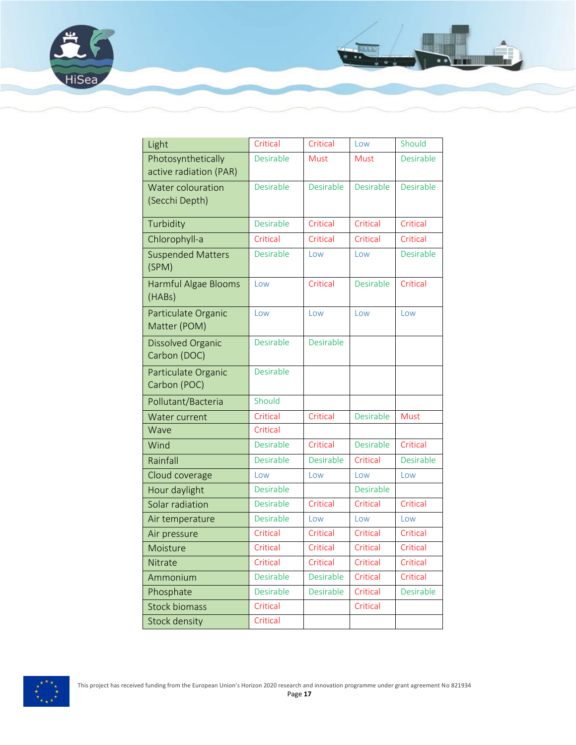| | | | | |
|---|---|---|---|---|
| Light | Critical | Critical | Low | Should |
| Photosynthetically active radiation (PAR) | Desirable | Must | Must | Desirable |
| Water colouration (Secchi Depth) | Desirable | Desirable | Desirable | Desirable |
| Turbidity | Desirable | Critical | Critical | Critical |
| Chlorophyll-a | Critical | Critical | Critical | Critical |
| Suspended Matters (SPM) | Desirable | Low | Low | Desirable |
| Harmful Algae Blooms (HABs) | Low | Critical | Desirable | Critical |
| Particulate Organic Matter (POM) | Low | Low | Low | Low |
| Dissolved Organic Carbon (DOC) | Desirable | Desirable | | |
| Particulate Organic Carbon (POC) | Desirable | | | |
| Pollutant/Bacteria | Should | | | |
| Water current | Critical | Critical | Desirable | Must |
| Wave | Critical | | | |
| Wind | Desirable | Critical | Desirable | Critical |
| Rainfall | Desirable | Desirable | Critical | Desirable |
| Cloud coverage | Low | Low | Low | Low |
| Hour daylight | Desirable | | Desirable | |
| Solar radiation | Desirable | Critical | Critical | Critical |
| Air temperature | Desirable | Low | Low | Low |
| Air pressure | Critical | Critical | Critical | Critical |
| Moisture | Critical | Critical | Critical | Critical |
| Nitrate | Critical | Critical | Critical | Critical |
| Ammonium | Desirable | Desirable | Critical | Critical |
| Phosphate | Desirable | Desirable | Critical | Desirable |
| Stock biomass | Critical | | Critical | |
| Stock density | Critical | | | |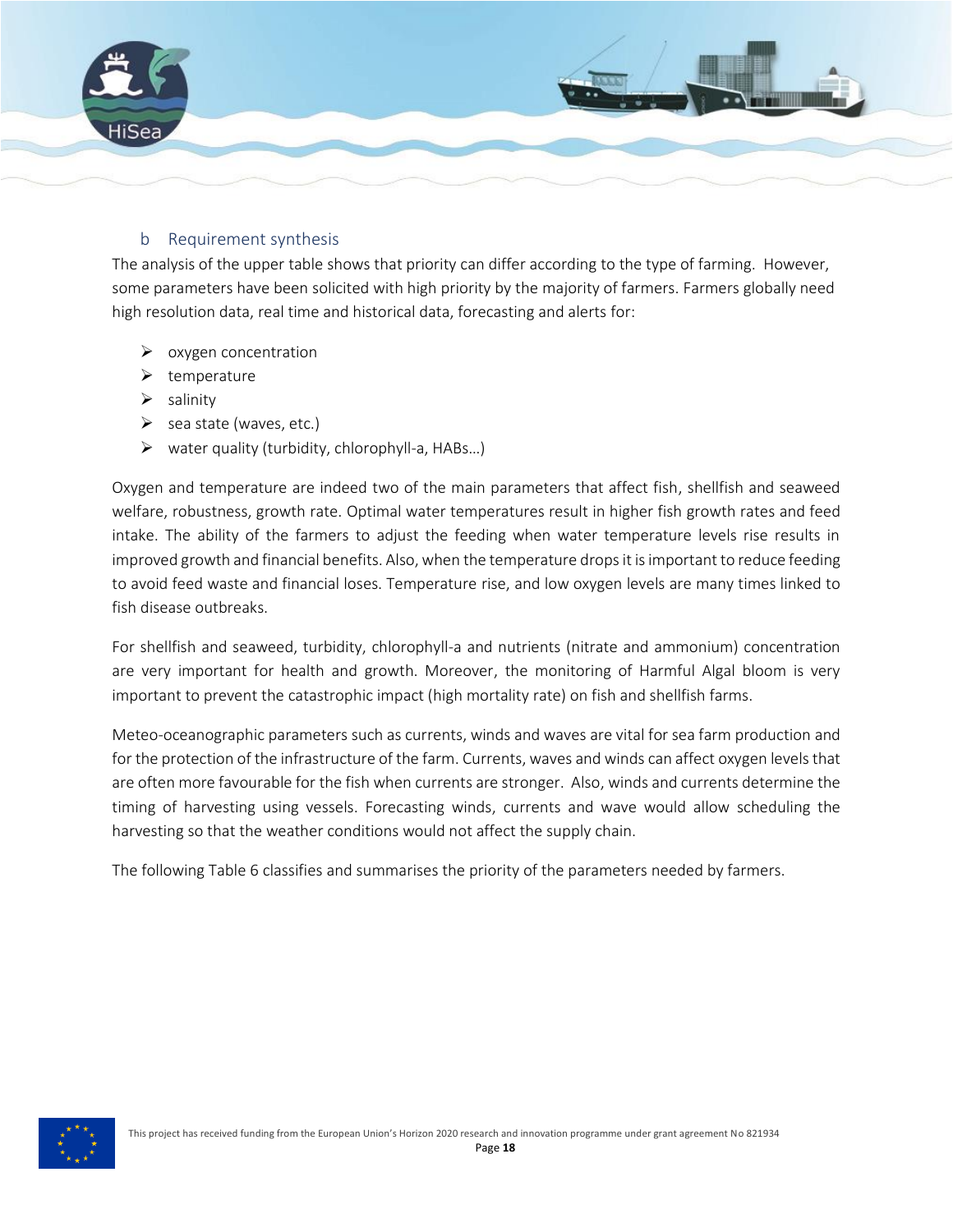### b Requirement synthesis

The analysis of the upper table shows that priority can differ according to the type of farming. However, some parameters have been solicited with high priority by the majority of farmers. Farmers globally need high resolution data, real time and historical data, forecasting and alerts for:

- oxygen concentration
- temperature
- salinity
- sea state (waves, etc.)
- water quality (turbidity, chlorophyll-a, HABs…)

Oxygen and temperature are indeed two of the main parameters that affect fish, shellfish and seaweed welfare, robustness, growth rate. Optimal water temperatures result in higher fish growth rates and feed intake. The ability of the farmers to adjust the feeding when water temperature levels rise results in improved growth and financial benefits. Also, when the temperature drops it is important to reduce feeding to avoid feed waste and financial loses. Temperature rise, and low oxygen levels are many times linked to fish disease outbreaks.

For shellfish and seaweed, turbidity, chlorophyll-a and nutrients (nitrate and ammonium) concentration are very important for health and growth. Moreover, the monitoring of Harmful Algal bloom is very important to prevent the catastrophic impact (high mortality rate) on fish and shellfish farms.

Meteo-oceanographic parameters such as currents, winds and waves are vital for sea farm production and for the protection of the infrastructure of the farm. Currents, waves and winds can affect oxygen levels that are often more favourable for the fish when currents are stronger. Also, winds and currents determine the timing of harvesting using vessels. Forecasting winds, currents and wave would allow scheduling the harvesting so that the weather conditions would not affect the supply chain.

The following Table 6 classifies and summarises the priority of the parameters needed by farmers.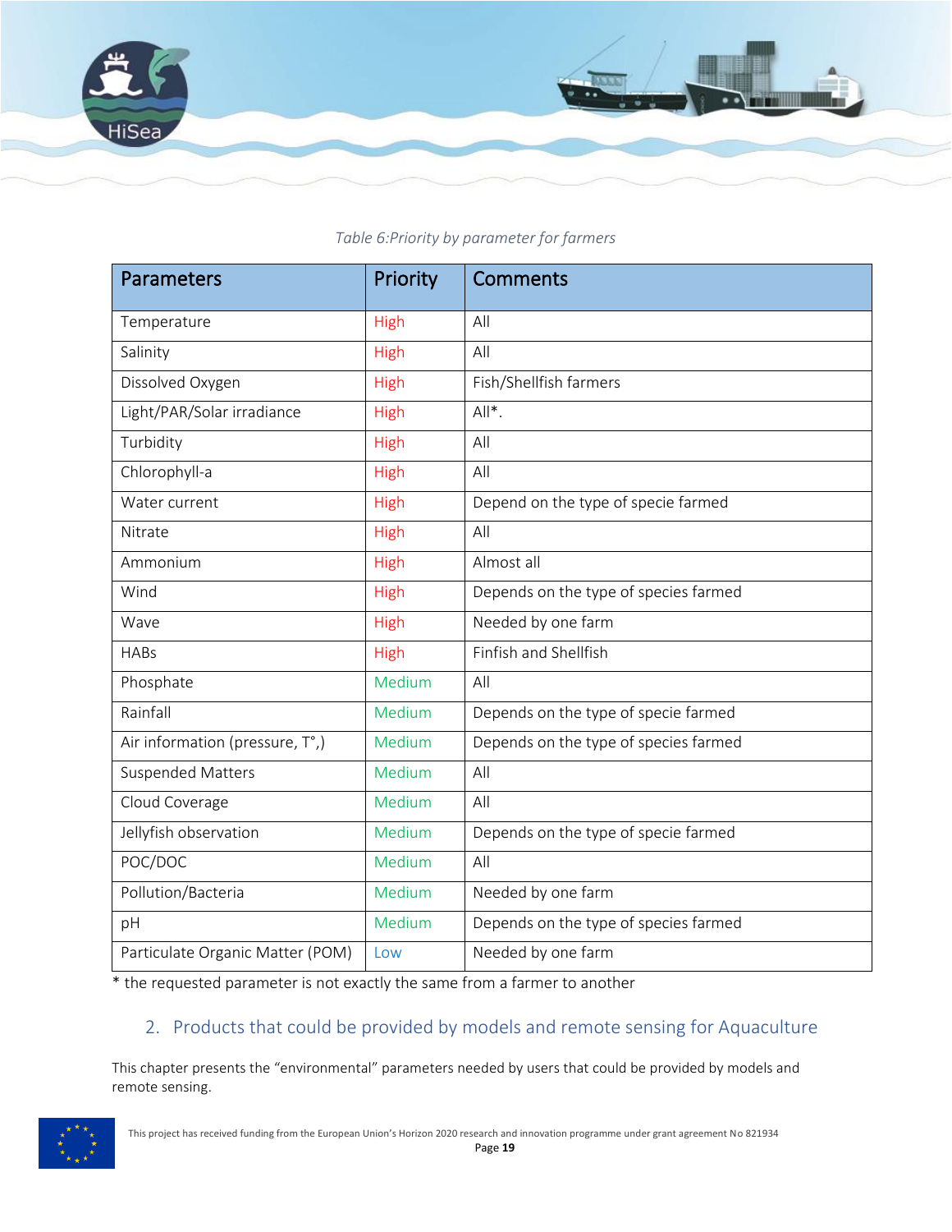*Table 6:Priority by parameter for farmers*

| Parameters | Priority | Comments |
|---|---|---|
| Temperature | High | All |
| Salinity | High | All |
| Dissolved Oxygen | High | Fish/Shellfish farmers |
| Light/PAR/Solar irradiance | High | All*. |
| Turbidity | High | All |
| Chlorophyll-a | High | All |
| Water current | High | Depend on the type of specie farmed |
| Nitrate | High | All |
| Ammonium | High | Almost all |
| Wind | High | Depends on the type of species farmed |
| Wave | High | Needed by one farm |
| HABs | High | Finfish and Shellfish |
| Phosphate | Medium | All |
| Rainfall | Medium | Depends on the type of specie farmed |
| Air information (pressure, T°,) | Medium | Depends on the type of species farmed |
| Suspended Matters | Medium | All |
| Cloud Coverage | Medium | All |
| Jellyfish observation | Medium | Depends on the type of specie farmed |
| POC/DOC | Medium | All |
| Pollution/Bacteria | Medium | Needed by one farm |
| pH | Medium | Depends on the type of species farmed |
| Particulate Organic Matter (POM) | Low | Needed by one farm |

* the requested parameter is not exactly the same from a farmer to another

## 2. Products that could be provided by models and remote sensing for Aquaculture

This chapter presents the "environmental" parameters needed by users that could be provided by models and remote sensing.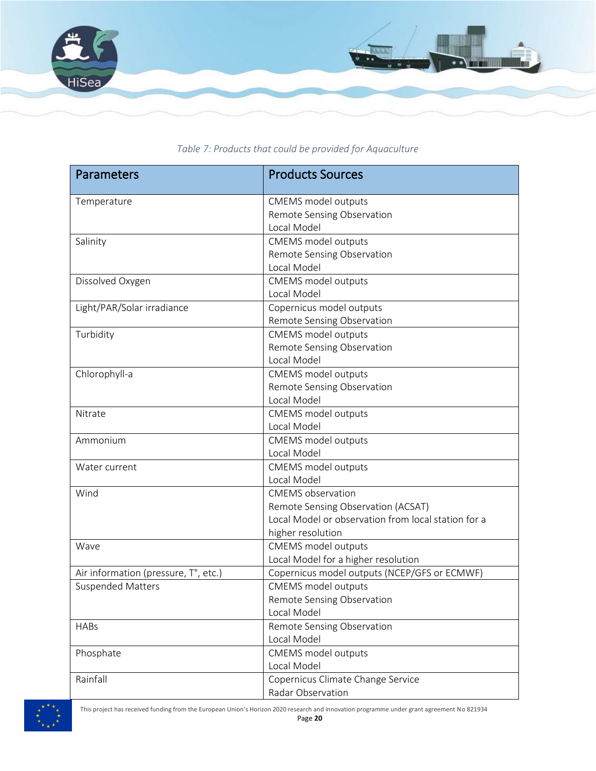*Table 7: Products that could be provided for Aquaculture*

| Parameters | Products Sources |
| --- | --- |
| Temperature | CMEMS model outputs<br>Remote Sensing Observation<br>Local Model |
| Salinity | CMEMS model outputs<br>Remote Sensing Observation<br>Local Model |
| Dissolved Oxygen | CMEMS model outputs<br>Local Model |
| Light/PAR/Solar irradiance | Copernicus model outputs<br>Remote Sensing Observation |
| Turbidity | CMEMS model outputs<br>Remote Sensing Observation<br>Local Model |
| Chlorophyll-a | CMEMS model outputs<br>Remote Sensing Observation<br>Local Model |
| Nitrate | CMEMS model outputs<br>Local Model |
| Ammonium | CMEMS model outputs<br>Local Model |
| Water current | CMEMS model outputs<br>Local Model |
| Wind | CMEMS observation<br>Remote Sensing Observation (ACSAT)<br>Local Model or observation from local station for a higher resolution |
| Wave | CMEMS model outputs<br>Local Model for a higher resolution |
| Air information (pressure, T°, etc.) | Copernicus model outputs (NCEP/GFS or ECMWF) |
| Suspended Matters | CMEMS model outputs<br>Remote Sensing Observation<br>Local Model |
| HABs | Remote Sensing Observation<br>Local Model |
| Phosphate | CMEMS model outputs<br>Local Model |
| Rainfall | Copernicus Climate Change Service<br>Radar Observation |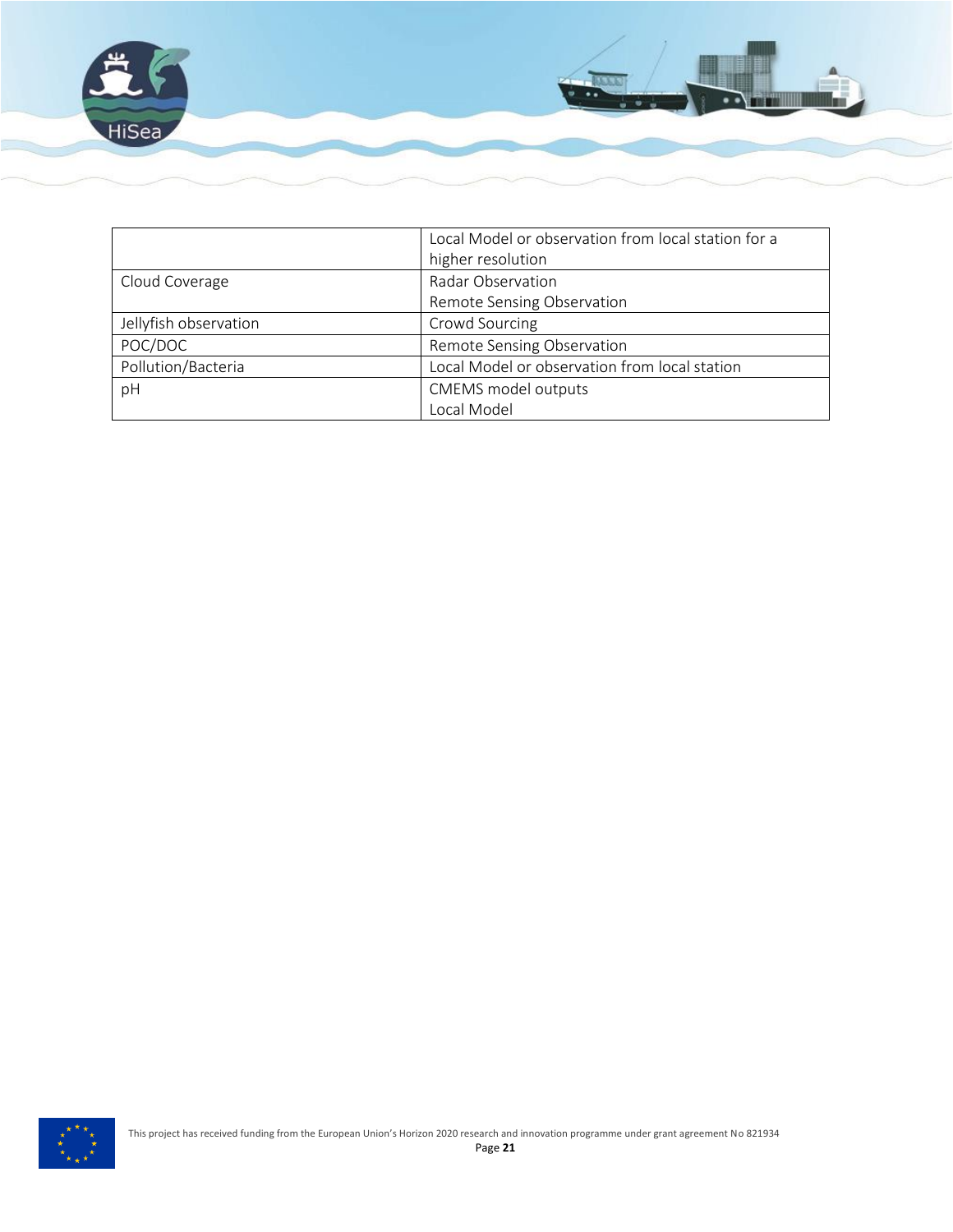| | |
|---|---|
| | Local Model or observation from local station for a higher resolution |
| Cloud Coverage | Radar Observation<br>Remote Sensing Observation |
| Jellyfish observation | Crowd Sourcing |
| POC/DOC | Remote Sensing Observation |
| Pollution/Bacteria | Local Model or observation from local station |
| pH | CMEMS model outputs<br>Local Model |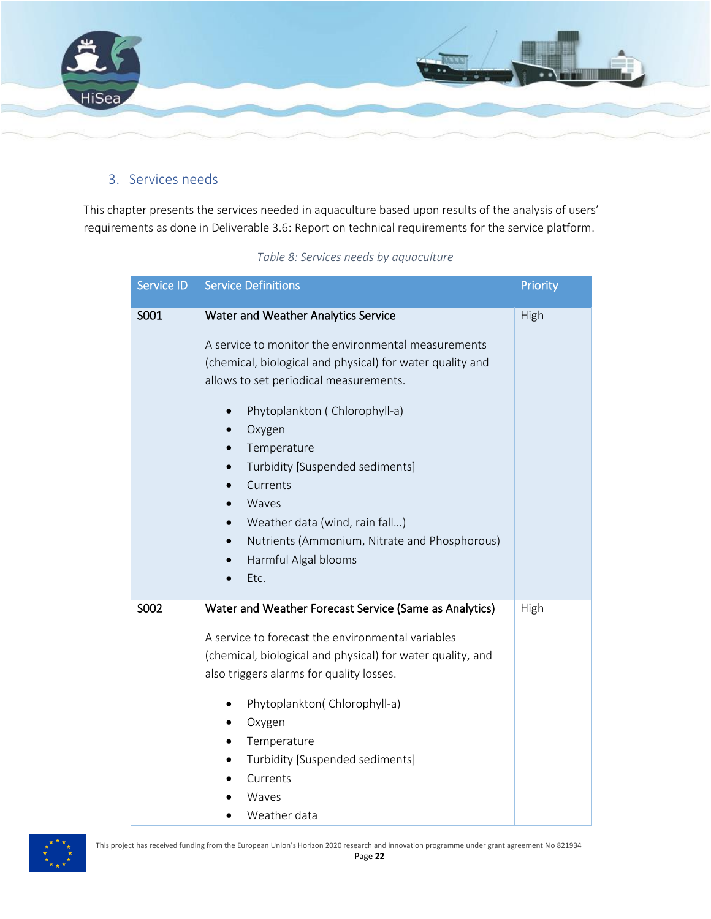## 3. Services needs

This chapter presents the services needed in aquaculture based upon results of the analysis of users' requirements as done in Deliverable 3.6: Report on technical requirements for the service platform.

*Table 8: Services needs by aquaculture*

| Service ID | Service Definitions | Priority |
|---|---|---|
| S001 | **Water and Weather Analytics Service**<br><br>A service to monitor the environmental measurements (chemical, biological and physical) for water quality and allows to set periodical measurements.<br><br>• Phytoplankton ( Chlorophyll-a)<br>• Oxygen<br>• Temperature<br>• Turbidity [Suspended sediments]<br>• Currents<br>• Waves<br>• Weather data (wind, rain fall…)<br>• Nutrients (Ammonium, Nitrate and Phosphorous)<br>• Harmful Algal blooms<br>• Etc. | High |
| S002 | **Water and Weather Forecast Service (Same as Analytics)**<br><br>A service to forecast the environmental variables (chemical, biological and physical) for water quality, and also triggers alarms for quality losses.<br><br>• Phytoplankton( Chlorophyll-a)<br>• Oxygen<br>• Temperature<br>• Turbidity [Suspended sediments]<br>• Currents<br>• Waves<br>• Weather data | High |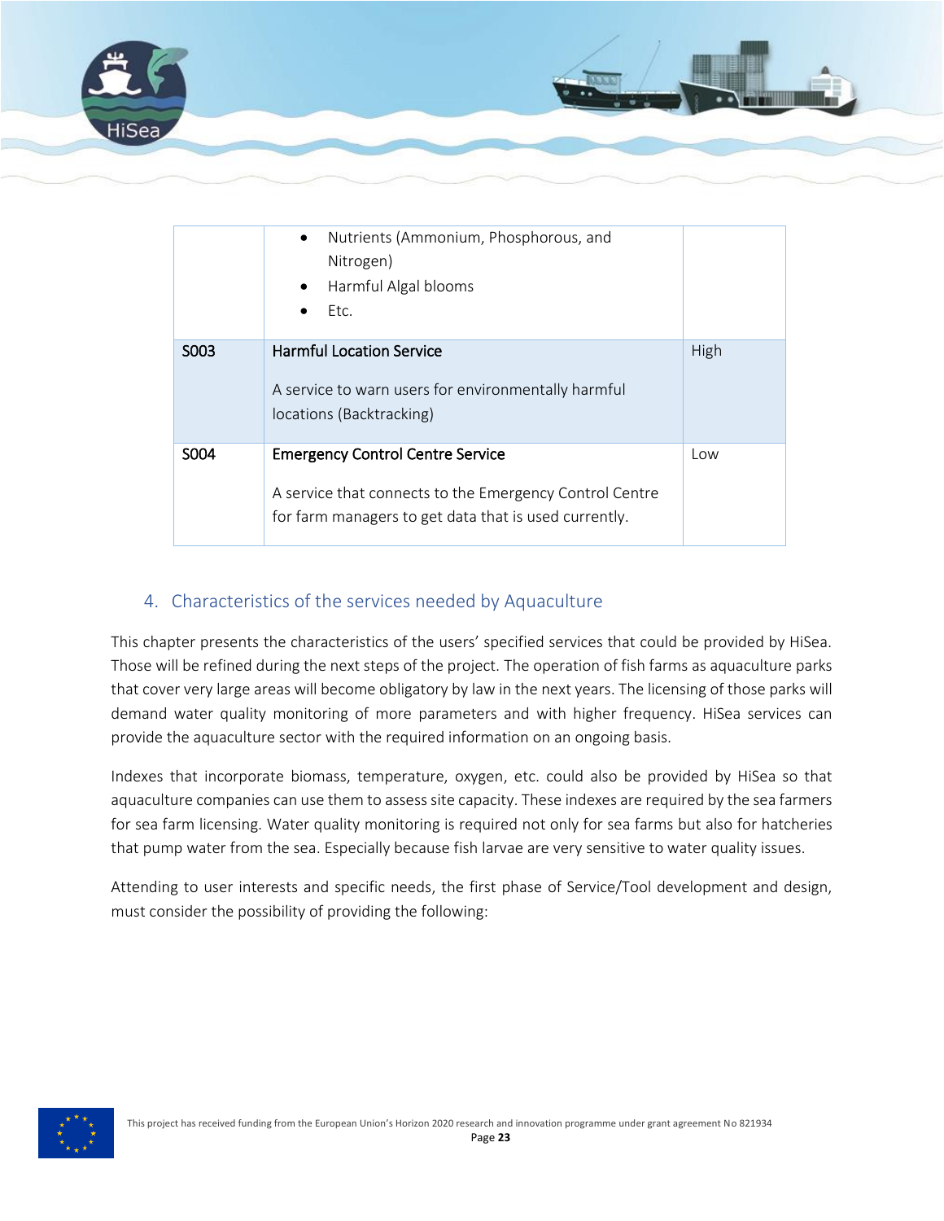| | | |
|---|---|---|
| | • Nutrients (Ammonium, Phosphorous, and Nitrogen)<br>• Harmful Algal blooms<br>• Etc. | |
| S003 | **Harmful Location Service**<br><br>A service to warn users for environmentally harmful locations (Backtracking) | High |
| S004 | **Emergency Control Centre Service**<br><br>A service that connects to the Emergency Control Centre for farm managers to get data that is used currently. | Low |

## 4. Characteristics of the services needed by Aquaculture

This chapter presents the characteristics of the users' specified services that could be provided by HiSea. Those will be refined during the next steps of the project. The operation of fish farms as aquaculture parks that cover very large areas will become obligatory by law in the next years. The licensing of those parks will demand water quality monitoring of more parameters and with higher frequency. HiSea services can provide the aquaculture sector with the required information on an ongoing basis.

Indexes that incorporate biomass, temperature, oxygen, etc. could also be provided by HiSea so that aquaculture companies can use them to assess site capacity. These indexes are required by the sea farmers for sea farm licensing. Water quality monitoring is required not only for sea farms but also for hatcheries that pump water from the sea. Especially because fish larvae are very sensitive to water quality issues.

Attending to user interests and specific needs, the first phase of Service/Tool development and design, must consider the possibility of providing the following: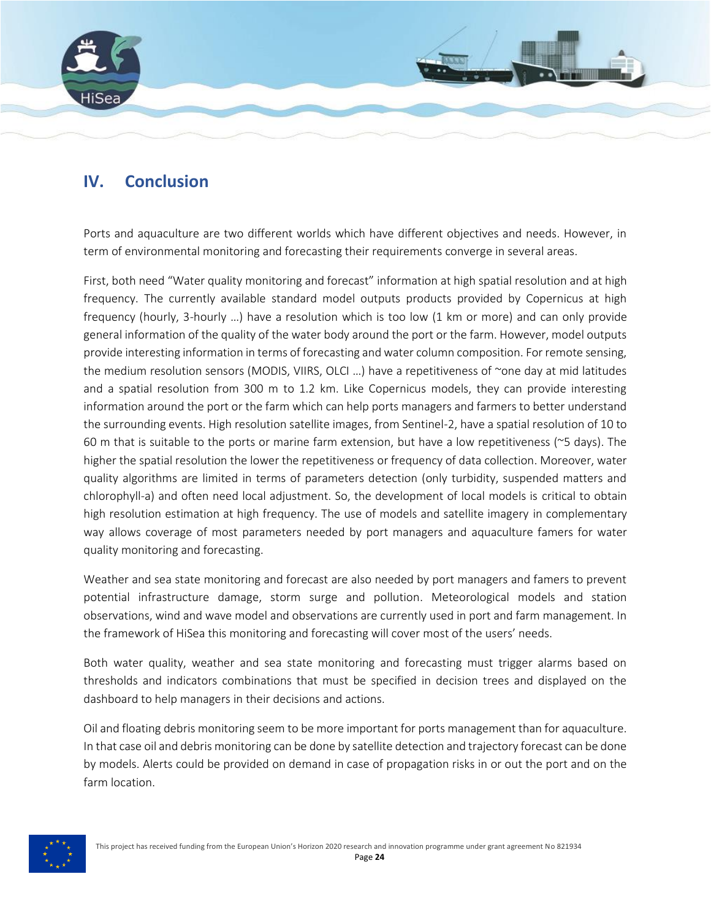# IV. Conclusion

Ports and aquaculture are two different worlds which have different objectives and needs. However, in term of environmental monitoring and forecasting their requirements converge in several areas.

First, both need "Water quality monitoring and forecast" information at high spatial resolution and at high frequency. The currently available standard model outputs products provided by Copernicus at high frequency (hourly, 3-hourly …) have a resolution which is too low (1 km or more) and can only provide general information of the quality of the water body around the port or the farm. However, model outputs provide interesting information in terms of forecasting and water column composition. For remote sensing, the medium resolution sensors (MODIS, VIIRS, OLCI …) have a repetitiveness of ~one day at mid latitudes and a spatial resolution from 300 m to 1.2 km. Like Copernicus models, they can provide interesting information around the port or the farm which can help ports managers and farmers to better understand the surrounding events. High resolution satellite images, from Sentinel-2, have a spatial resolution of 10 to 60 m that is suitable to the ports or marine farm extension, but have a low repetitiveness (~5 days). The higher the spatial resolution the lower the repetitiveness or frequency of data collection. Moreover, water quality algorithms are limited in terms of parameters detection (only turbidity, suspended matters and chlorophyll-a) and often need local adjustment. So, the development of local models is critical to obtain high resolution estimation at high frequency. The use of models and satellite imagery in complementary way allows coverage of most parameters needed by port managers and aquaculture famers for water quality monitoring and forecasting.

Weather and sea state monitoring and forecast are also needed by port managers and famers to prevent potential infrastructure damage, storm surge and pollution. Meteorological models and station observations, wind and wave model and observations are currently used in port and farm management. In the framework of HiSea this monitoring and forecasting will cover most of the users' needs.

Both water quality, weather and sea state monitoring and forecasting must trigger alarms based on thresholds and indicators combinations that must be specified in decision trees and displayed on the dashboard to help managers in their decisions and actions.

Oil and floating debris monitoring seem to be more important for ports management than for aquaculture. In that case oil and debris monitoring can be done by satellite detection and trajectory forecast can be done by models. Alerts could be provided on demand in case of propagation risks in or out the port and on the farm location.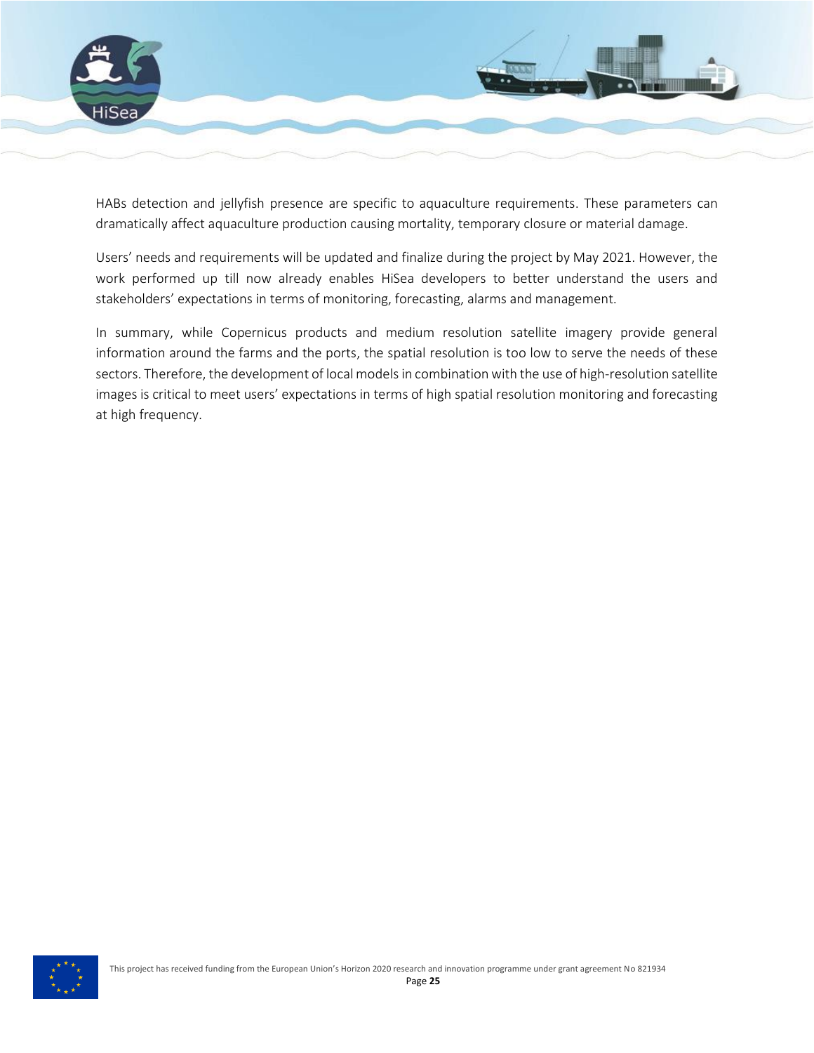HABs detection and jellyfish presence are specific to aquaculture requirements. These parameters can dramatically affect aquaculture production causing mortality, temporary closure or material damage.

Users' needs and requirements will be updated and finalize during the project by May 2021. However, the work performed up till now already enables HiSea developers to better understand the users and stakeholders' expectations in terms of monitoring, forecasting, alarms and management.

In summary, while Copernicus products and medium resolution satellite imagery provide general information around the farms and the ports, the spatial resolution is too low to serve the needs of these sectors. Therefore, the development of local models in combination with the use of high-resolution satellite images is critical to meet users' expectations in terms of high spatial resolution monitoring and forecasting at high frequency.